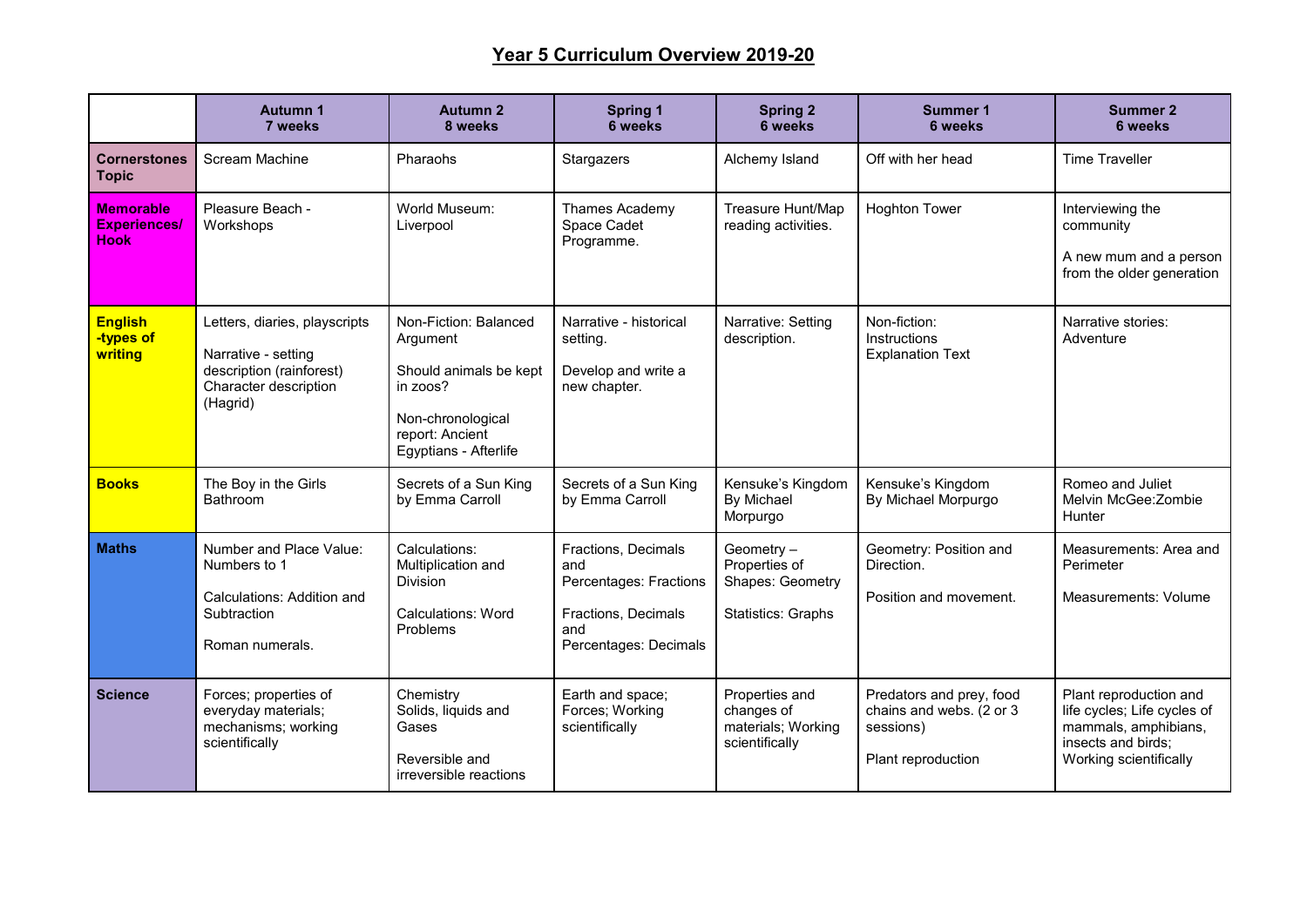# Year 5 Curriculum Overview 2019-20

| | Autumn 1<br>7 weeks | Autumn 2<br>8 weeks | Spring 1<br>6 weeks | Spring 2<br>6 weeks | Summer 1<br>6 weeks | Summer 2<br>6 weeks |
|---|---|---|---|---|---|---|
| **Cornerstones Topic** | Scream Machine | Pharaohs | Stargazers | Alchemy Island | Off with her head | Time Traveller |
| **Memorable Experiences/ Hook** | Pleasure Beach - Workshops | World Museum: Liverpool | Thames Academy Space Cadet Programme. | Treasure Hunt/Map reading activities. | Hoghton Tower | Interviewing the community<br><br>A new mum and a person from the older generation |
| **English -types of writing** | Letters, diaries, playscripts<br><br>Narrative - setting description (rainforest) Character description (Hagrid) | Non-Fiction: Balanced Argument<br><br>Should animals be kept in zoos?<br><br>Non-chronological report: Ancient Egyptians - Afterlife | Narrative - historical setting.<br><br>Develop and write a new chapter. | Narrative: Setting description. | Non-fiction: Instructions Explanation Text | Narrative stories: Adventure |
| **Books** | The Boy in the Girls Bathroom | Secrets of a Sun King by Emma Carroll | Secrets of a Sun King by Emma Carroll | Kensuke's Kingdom By Michael Morpurgo | Kensuke's Kingdom By Michael Morpurgo | Romeo and Juliet Melvin McGee:Zombie Hunter |
| **Maths** | Number and Place Value: Numbers to 1<br><br>Calculations: Addition and Subtraction<br><br>Roman numerals. | Calculations: Multiplication and Division<br><br>Calculations: Word Problems | Fractions, Decimals and Percentages: Fractions<br><br>Fractions, Decimals and Percentages: Decimals | Geometry – Properties of Shapes: Geometry<br><br>Statistics: Graphs | Geometry: Position and Direction.<br><br>Position and movement. | Measurements: Area and Perimeter<br><br>Measurements: Volume |
| **Science** | Forces; properties of everyday materials; mechanisms; working scientifically | Chemistry Solids, liquids and Gases<br><br>Reversible and irreversible reactions | Earth and space; Forces; Working scientifically | Properties and changes of materials; Working scientifically | Predators and prey, food chains and webs. (2 or 3 sessions)<br><br>Plant reproduction | Plant reproduction and life cycles; Life cycles of mammals, amphibians, insects and birds; Working scientifically |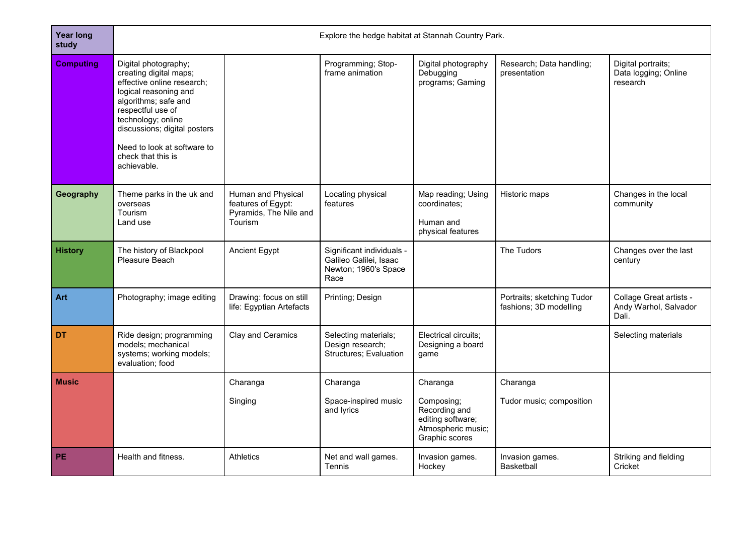| Year long study | Explore the hedge habitat at Stannah Country Park. | | | | | |
|---|---|---|---|---|---|---|
| **Computing** | Digital photography; creating digital maps; effective online research; logical reasoning and algorithms; safe and respectful use of technology; online discussions; digital posters<br><br>Need to look at software to check that this is achievable. | | Programming; Stop-frame animation | Digital photography Debugging programs; Gaming | Research; Data handling; presentation | Digital portraits; Data logging; Online research |
| **Geography** | Theme parks in the uk and overseas<br>Tourism<br>Land use | Human and Physical features of Egypt: Pyramids, The Nile and Tourism | Locating physical features | Map reading; Using coordinates;<br><br>Human and physical features | Historic maps | Changes in the local community |
| **History** | The history of Blackpool Pleasure Beach | Ancient Egypt | Significant individuals - Galileo Galilei, Isaac Newton; 1960's Space Race | | The Tudors | Changes over the last century |
| **Art** | Photography; image editing | Drawing: focus on still life: Egyptian Artefacts | Printing; Design | | Portraits; sketching Tudor fashions; 3D modelling | Collage Great artists - Andy Warhol, Salvador Dali. |
| **DT** | Ride design; programming models; mechanical systems; working models; evaluation; food | Clay and Ceramics | Selecting materials; Design research; Structures; Evaluation | Electrical circuits; Designing a board game | | Selecting materials |
| **Music** | | Charanga<br><br>Singing | Charanga<br><br>Space-inspired music and lyrics | Charanga<br><br>Composing; Recording and editing software; Atmospheric music; Graphic scores | Charanga<br><br>Tudor music; composition | |
| **PE** | Health and fitness. | Athletics | Net and wall games. Tennis | Invasion games. Hockey | Invasion games. Basketball | Striking and fielding Cricket |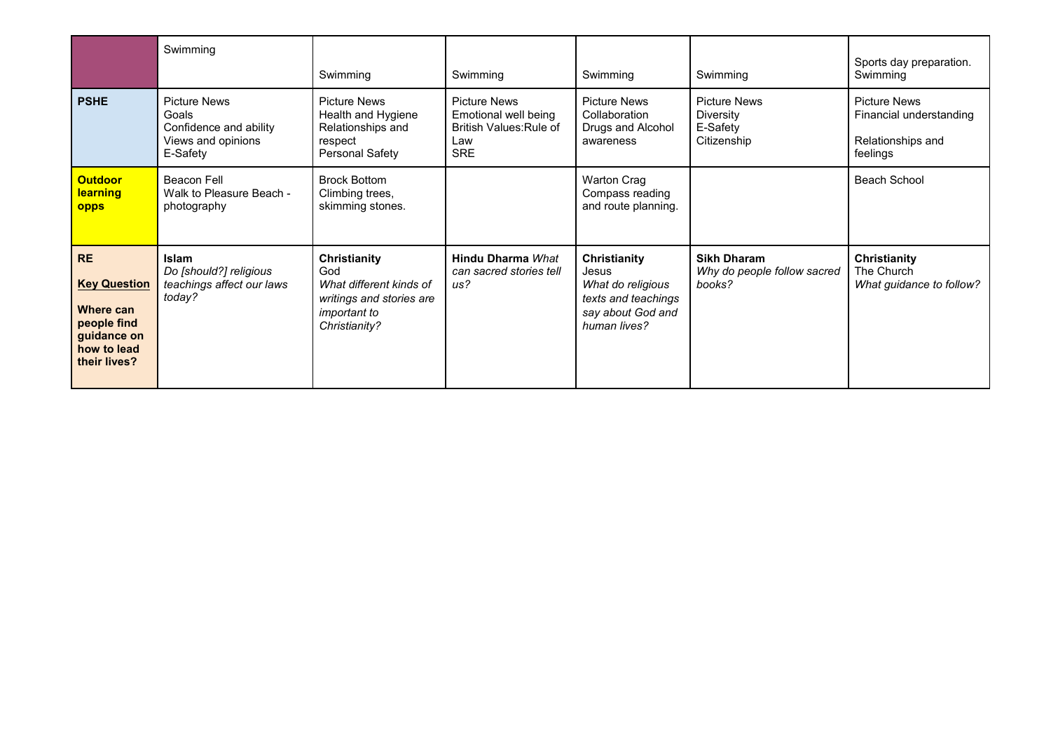| | | | | | | |
|---|---|---|---|---|---|---|
| | Swimming | Swimming | Swimming | Swimming | Swimming | Sports day preparation. Swimming |
| **PSHE** | Picture News<br>Goals<br>Confidence and ability<br>Views and opinions<br>E-Safety | Picture News<br>Health and Hygiene<br>Relationships and respect<br>Personal Safety | Picture News<br>Emotional well being<br>British Values:Rule of Law<br>SRE | Picture News<br>Collaboration<br>Drugs and Alcohol awareness | Picture News<br>Diversity<br>E-Safety<br>Citizenship | Picture News<br>Financial understanding<br><br>Relationships and feelings |
| **Outdoor learning opps** | Beacon Fell<br>Walk to Pleasure Beach - photography | Brock Bottom<br>Climbing trees, skimming stones. | | Warton Crag<br>Compass reading and route planning. | | Beach School |
| **RE**<br><br>**Key Question**<br><br>**Where can people find guidance on how to lead their lives?** | **Islam**<br>*Do [should?] religious teachings affect our laws today?* | **Christianity**<br>God<br>*What different kinds of writings and stories are important to Christianity?* | **Hindu Dharma** *What can sacred stories tell us?* | **Christianity**<br>Jesus<br>*What do religious texts and teachings say about God and human lives?* | **Sikh Dharam**<br>*Why do people follow sacred books?* | **Christianity**<br>The Church<br>*What guidance to follow?* |